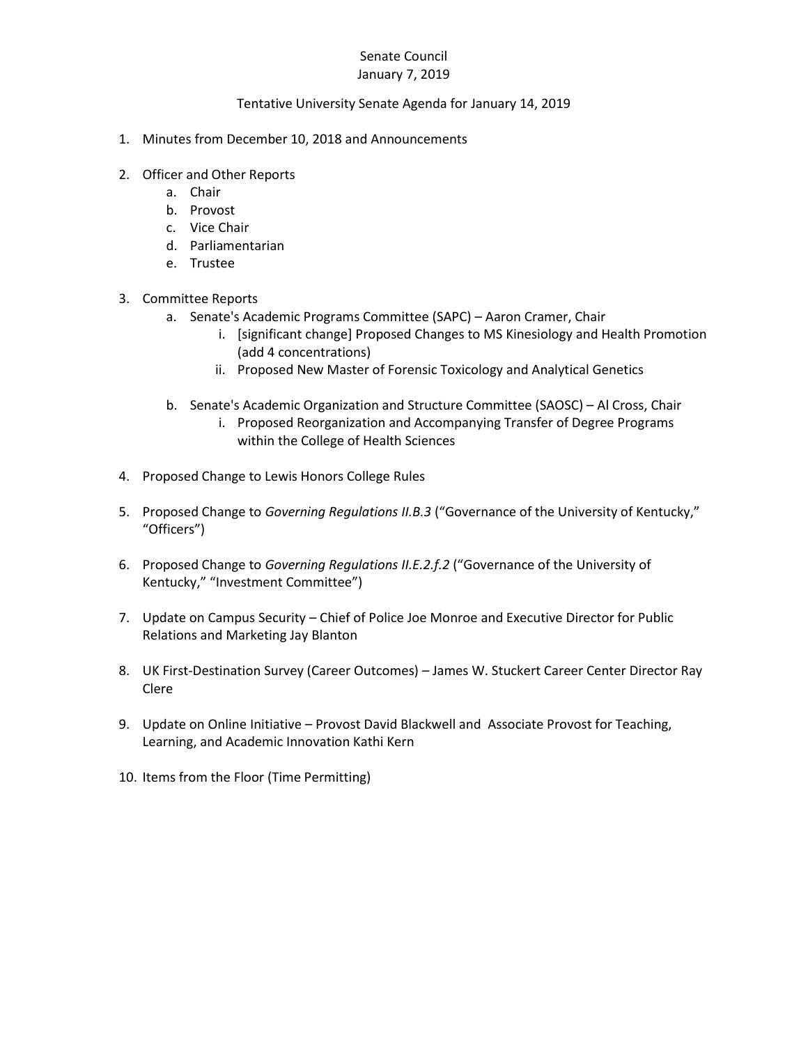Senate Council
January 7, 2019

Tentative University Senate Agenda for January 14, 2019

1. Minutes from December 10, 2018 and Announcements

2. Officer and Other Reports
    a. Chair
    b. Provost
    c. Vice Chair
    d. Parliamentarian
    e. Trustee

3. Committee Reports
    a. Senate's Academic Programs Committee (SAPC) – Aaron Cramer, Chair
        i. [significant change] Proposed Changes to MS Kinesiology and Health Promotion (add 4 concentrations)
        ii. Proposed New Master of Forensic Toxicology and Analytical Genetics

    b. Senate's Academic Organization and Structure Committee (SAOSC) – Al Cross, Chair
        i. Proposed Reorganization and Accompanying Transfer of Degree Programs within the College of Health Sciences

4. Proposed Change to Lewis Honors College Rules

5. Proposed Change to *Governing Regulations II.B.3* ("Governance of the University of Kentucky," "Officers")

6. Proposed Change to *Governing Regulations II.E.2.f.2* ("Governance of the University of Kentucky," "Investment Committee")

7. Update on Campus Security – Chief of Police Joe Monroe and Executive Director for Public Relations and Marketing Jay Blanton

8. UK First-Destination Survey (Career Outcomes) – James W. Stuckert Career Center Director Ray Clere

9. Update on Online Initiative – Provost David Blackwell and Associate Provost for Teaching, Learning, and Academic Innovation Kathi Kern

10. Items from the Floor (Time Permitting)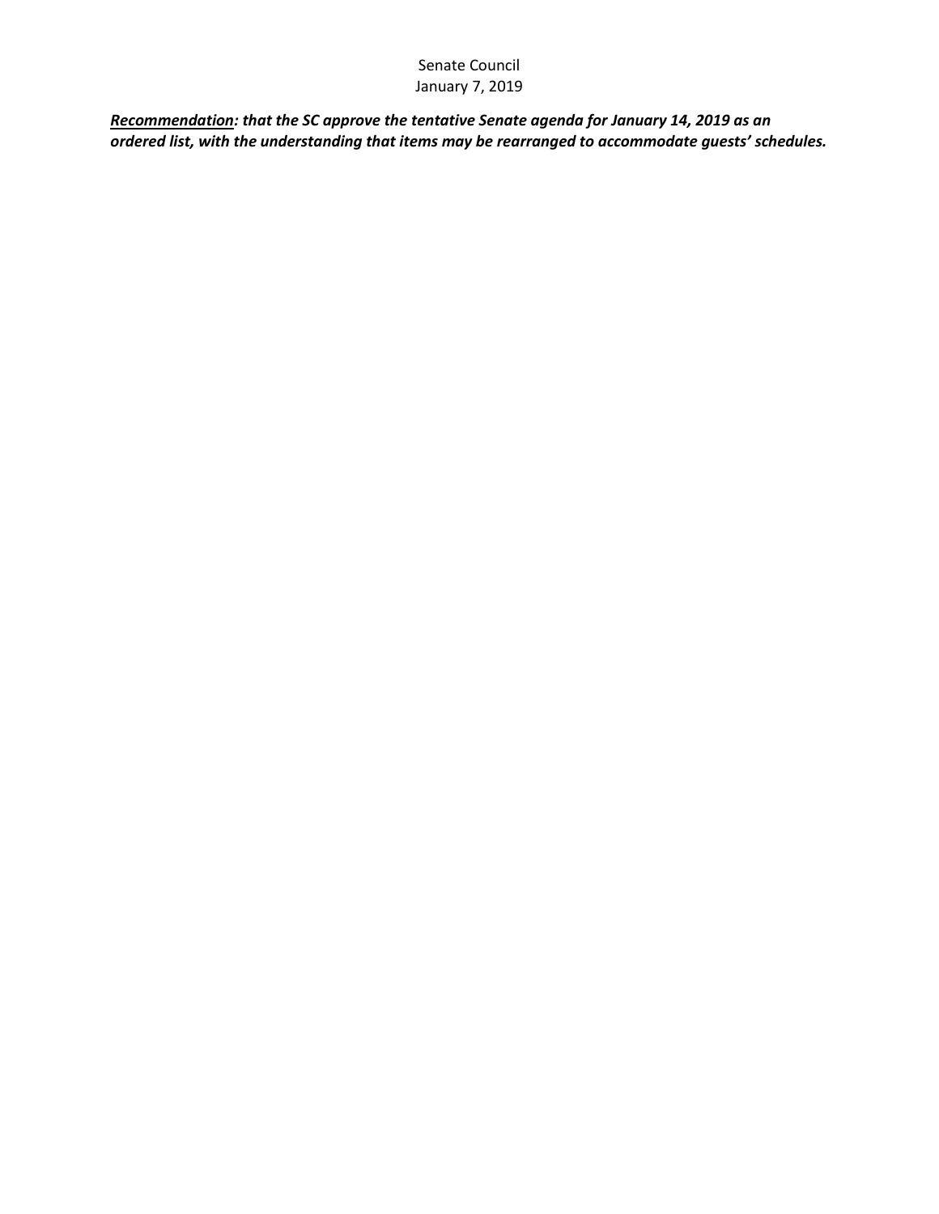Senate Council
January 7, 2019

***<u>Recommendation</u>: that the SC approve the tentative Senate agenda for January 14, 2019 as an ordered list, with the understanding that items may be rearranged to accommodate guests' schedules.***